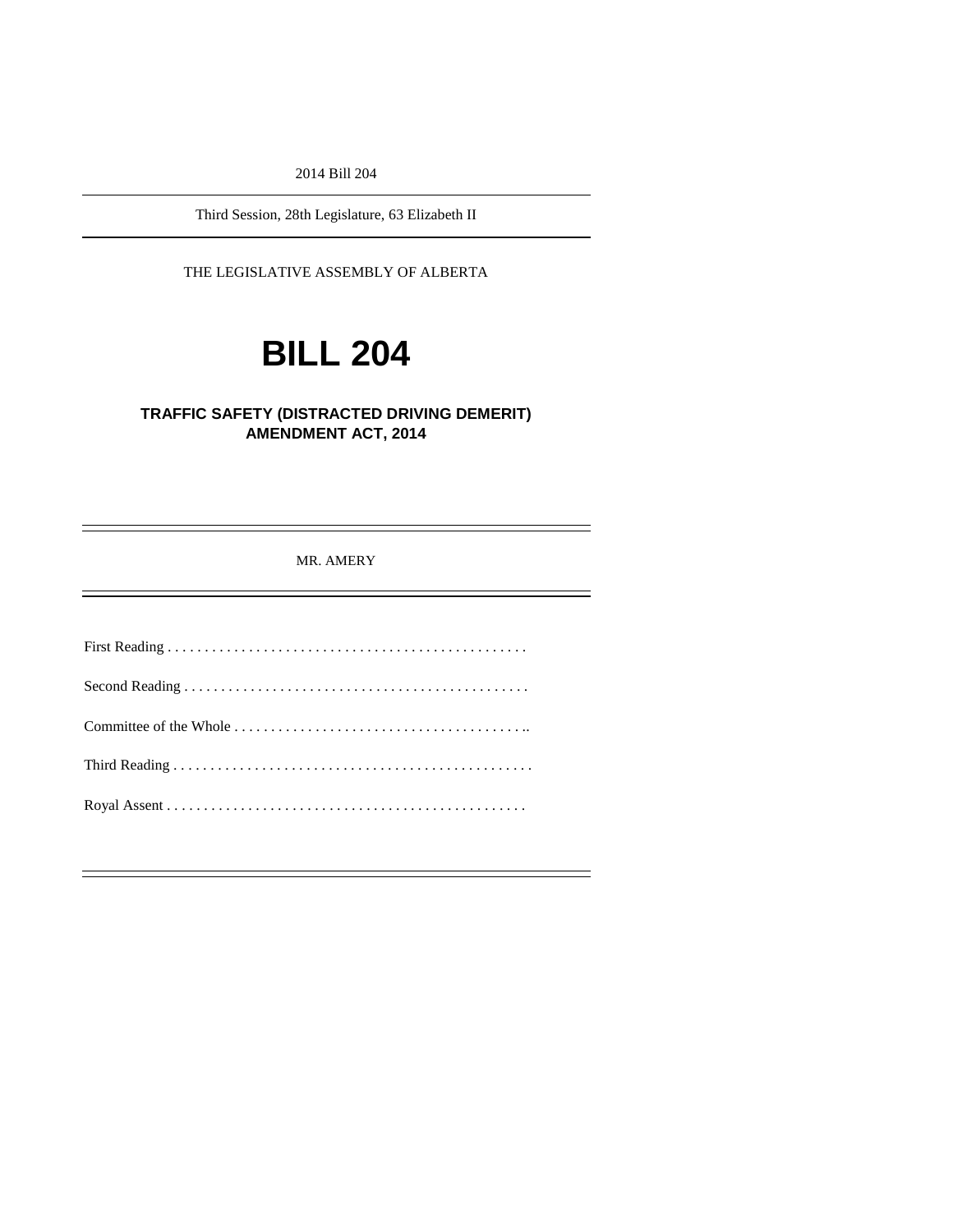2014 Bill 204

Third Session, 28th Legislature, 63 Elizabeth II

THE LEGISLATIVE ASSEMBLY OF ALBERTA

# BILL 204

## TRAFFIC SAFETY (DISTRACTED DRIVING DEMERIT) AMENDMENT ACT, 2014

MR. AMERY

First Reading . . . . . . . . . . . . . . . . . . . . . . . . . . . . . . . . . . . . . . . . . . . . . . . .

Second Reading . . . . . . . . . . . . . . . . . . . . . . . . . . . . . . . . . . . . . . . . . . . . . .

Committee of the Whole . . . . . . . . . . . . . . . . . . . . . . . . . . . . . . . . . . . . . . ..

Third Reading . . . . . . . . . . . . . . . . . . . . . . . . . . . . . . . . . . . . . . . . . . . . . . . . .

Royal Assent . . . . . . . . . . . . . . . . . . . . . . . . . . . . . . . . . . . . . . . . . . . . . . . . .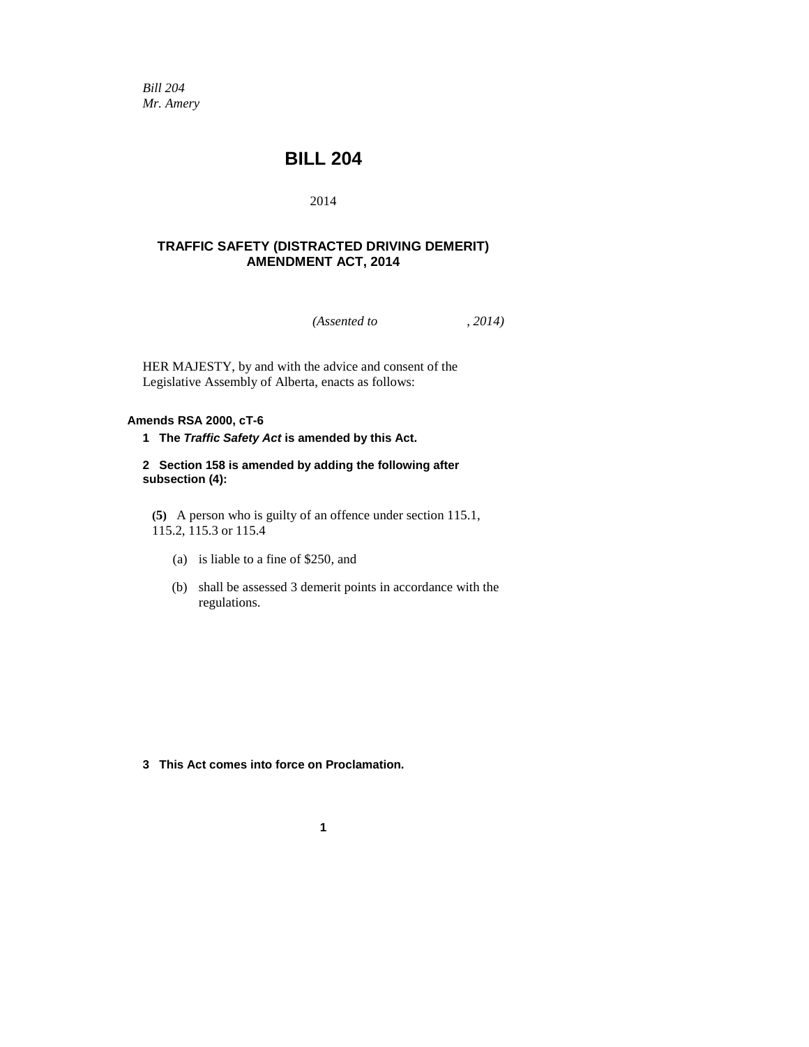*Bill 204*
*Mr. Amery*

# BILL 204

2014

## TRAFFIC SAFETY (DISTRACTED DRIVING DEMERIT) AMENDMENT ACT, 2014

*(Assented to , 2014)*

HER MAJESTY, by and with the advice and consent of the Legislative Assembly of Alberta, enacts as follows:

**Amends RSA 2000, cT-6**

**1 The *Traffic Safety Act* is amended by this Act.**

**2 Section 158 is amended by adding the following after subsection (4):**

**(5)** A person who is guilty of an offence under section 115.1, 115.2, 115.3 or 115.4

(a) is liable to a fine of $250, and

(b) shall be assessed 3 demerit points in accordance with the regulations.

**3 This Act comes into force on Proclamation.**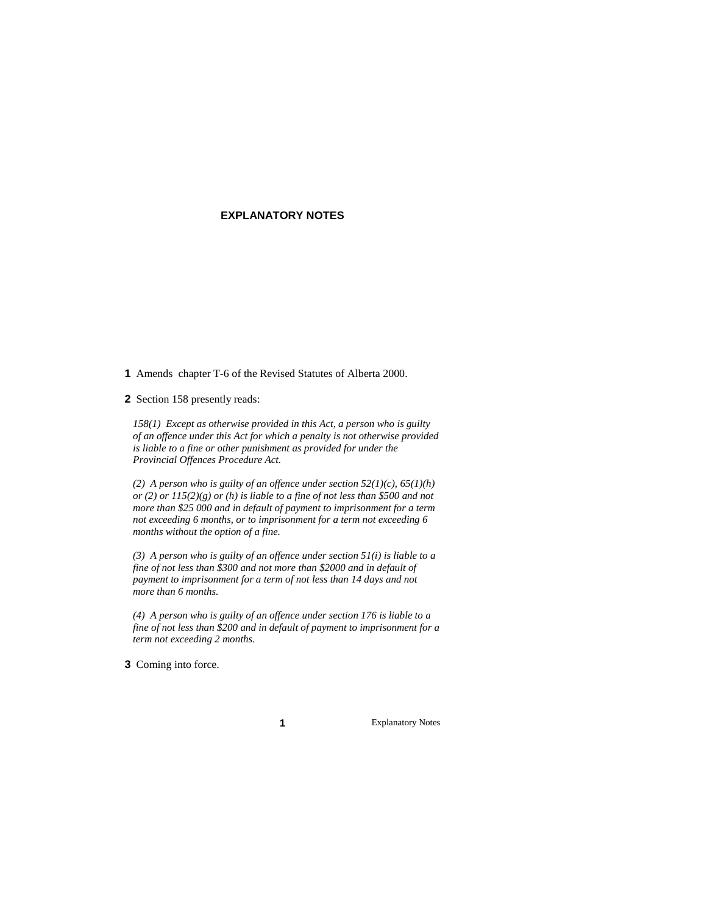## EXPLANATORY NOTES

**1** Amends chapter T-6 of the Revised Statutes of Alberta 2000.

**2** Section 158 presently reads:

*158(1) Except as otherwise provided in this Act, a person who is guilty of an offence under this Act for which a penalty is not otherwise provided is liable to a fine or other punishment as provided for under the Provincial Offences Procedure Act.*

*(2) A person who is guilty of an offence under section 52(1)(c), 65(1)(h) or (2) or 115(2)(g) or (h) is liable to a fine of not less than $500 and not more than $25 000 and in default of payment to imprisonment for a term not exceeding 6 months, or to imprisonment for a term not exceeding 6 months without the option of a fine.*

*(3) A person who is guilty of an offence under section 51(i) is liable to a fine of not less than $300 and not more than $2000 and in default of payment to imprisonment for a term of not less than 14 days and not more than 6 months.*

*(4) A person who is guilty of an offence under section 176 is liable to a fine of not less than $200 and in default of payment to imprisonment for a term not exceeding 2 months.*

**3** Coming into force.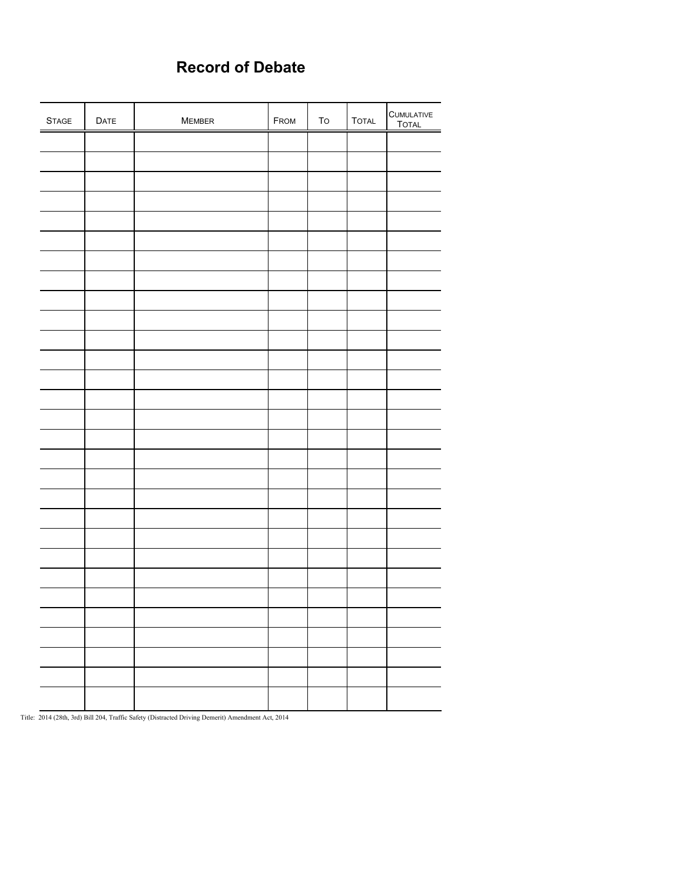# Record of Debate

| Stage | Date | Member | From | To | Total | Cumulative Total |
|---|---|---|---|---|---|---|
| | | | | | | |
| | | | | | | |
| | | | | | | |
| | | | | | | |
| | | | | | | |
| | | | | | | |
| | | | | | | |
| | | | | | | |
| | | | | | | |
| | | | | | | |
| | | | | | | |
| | | | | | | |
| | | | | | | |
| | | | | | | |
| | | | | | | |
| | | | | | | |
| | | | | | | |
| | | | | | | |
| | | | | | | |
| | | | | | | |
| | | | | | | |
| | | | | | | |
| | | | | | | |
| | | | | | | |
| | | | | | | |
| | | | | | | |
| | | | | | | |
| | | | | | | |
| | | | | | | |

Title: 2014 (28th, 3rd) Bill 204, Traffic Safety (Distracted Driving Demerit) Amendment Act, 2014